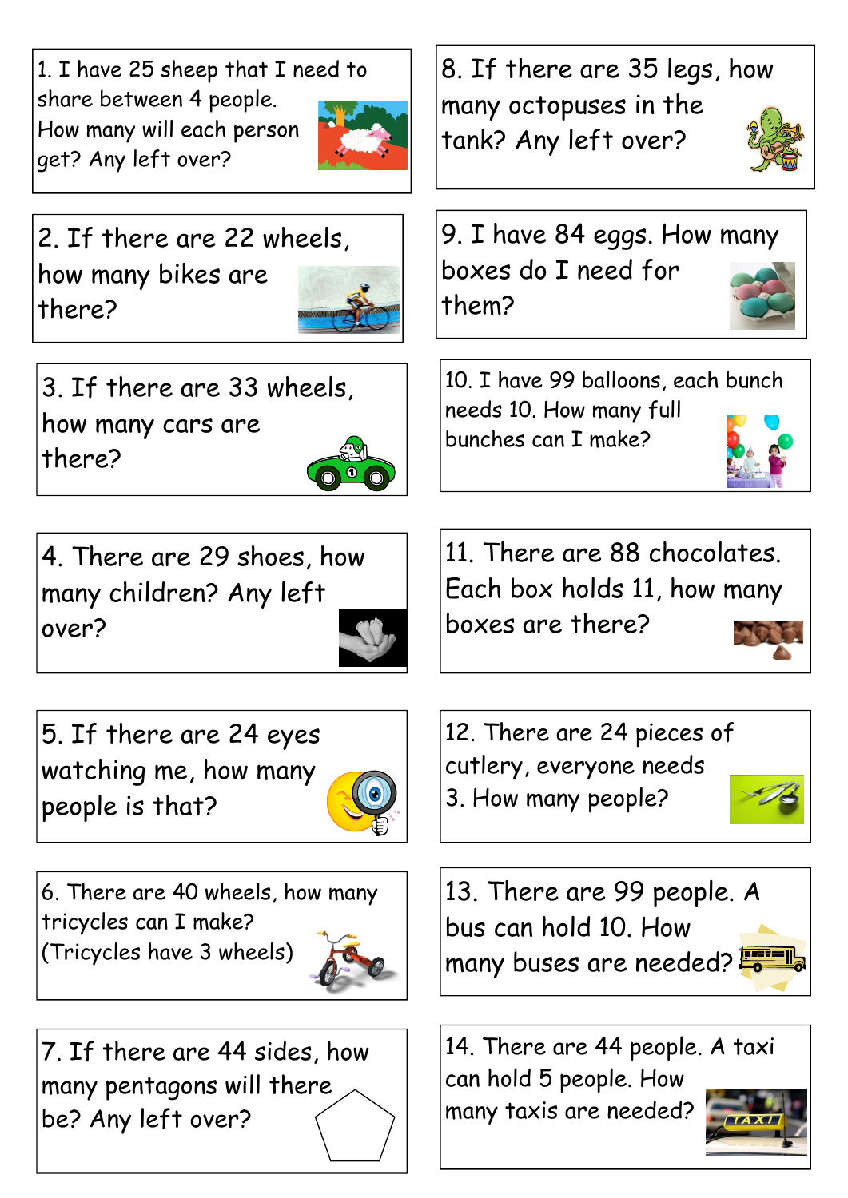1. I have 25 sheep that I need to share between 4 people. How many will each person get? Any left over?

2. If there are 22 wheels, how many bikes are there?

3. If there are 33 wheels, how many cars are there?

4. There are 29 shoes, how many children? Any left over?

5. If there are 24 eyes watching me, how many people is that?

6. There are 40 wheels, how many tricycles can I make? (Tricycles have 3 wheels)

7. If there are 44 sides, how many pentagons will there be? Any left over?

8. If there are 35 legs, how many octopuses in the tank? Any left over?

9. I have 84 eggs. How many boxes do I need for them?

10. I have 99 balloons, each bunch needs 10. How many full bunches can I make?

11. There are 88 chocolates. Each box holds 11, how many boxes are there?

12. There are 24 pieces of cutlery, everyone needs 3. How many people?

13. There are 99 people. A bus can hold 10. How many buses are needed?

14. There are 44 people. A taxi can hold 5 people. How many taxis are needed?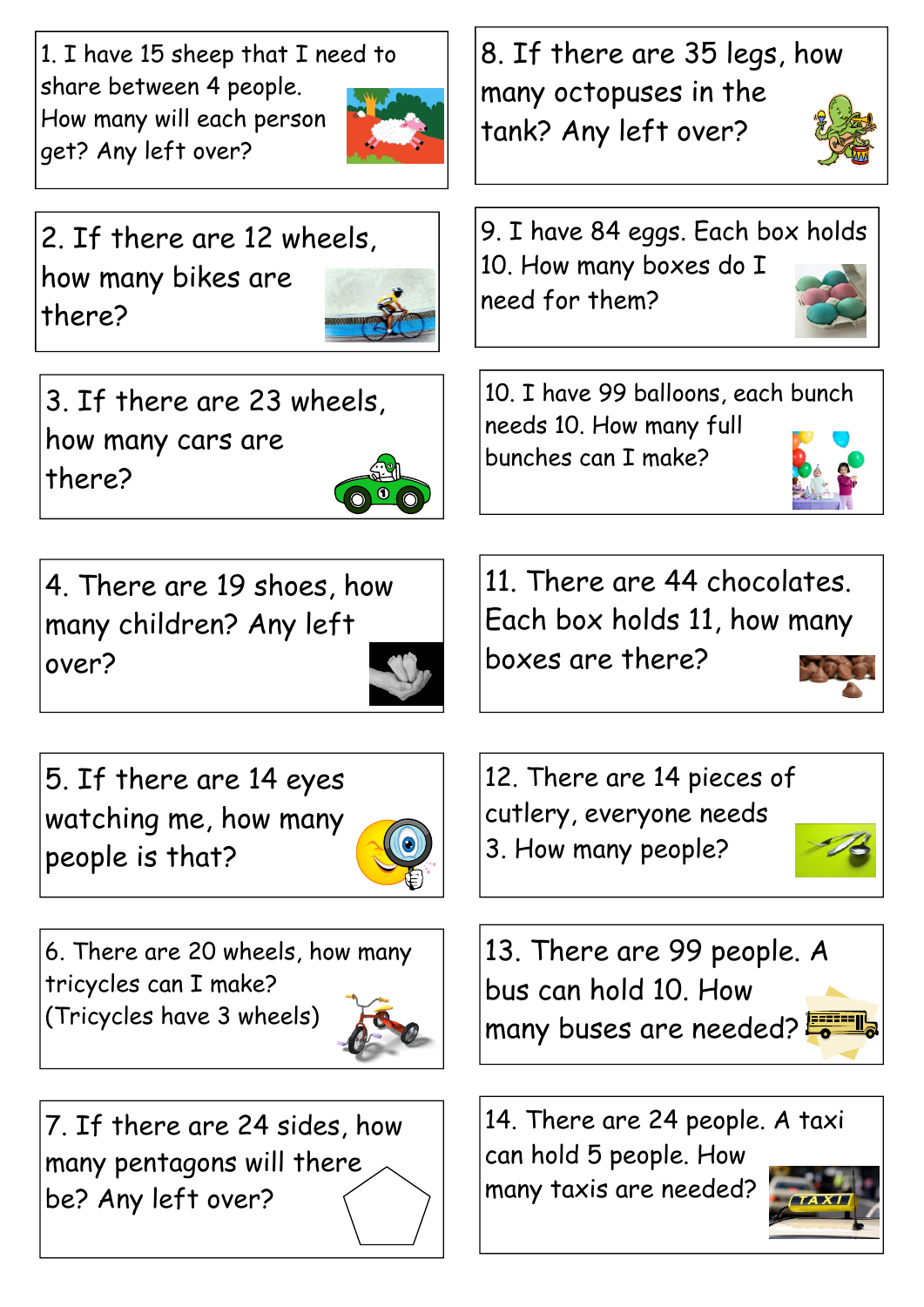1. I have 15 sheep that I need to share between 4 people. How many will each person get? Any left over?

2. If there are 12 wheels, how many bikes are there?

3. If there are 23 wheels, how many cars are there?

4. There are 19 shoes, how many children? Any left over?

5. If there are 14 eyes watching me, how many people is that?

6. There are 20 wheels, how many tricycles can I make? (Tricycles have 3 wheels)

7. If there are 24 sides, how many pentagons will there be? Any left over?

8. If there are 35 legs, how many octopuses in the tank? Any left over?

9. I have 84 eggs. Each box holds 10. How many boxes do I need for them?

10. I have 99 balloons, each bunch needs 10. How many full bunches can I make?

11. There are 44 chocolates. Each box holds 11, how many boxes are there?

12. There are 14 pieces of cutlery, everyone needs 3. How many people?

13. There are 99 people. A bus can hold 10. How many buses are needed?

14. There are 24 people. A taxi can hold 5 people. How many taxis are needed?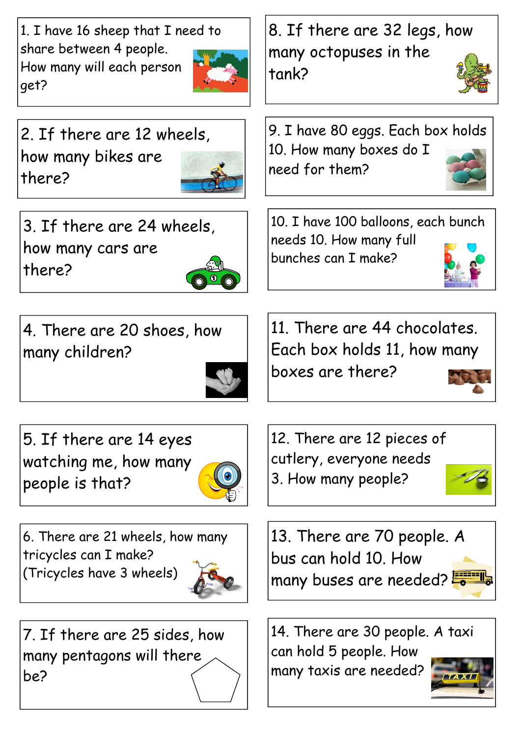1. I have 16 sheep that I need to share between 4 people. How many will each person get?

2. If there are 12 wheels, how many bikes are there?

3. If there are 24 wheels, how many cars are there?

4. There are 20 shoes, how many children?

5. If there are 14 eyes watching me, how many people is that?

6. There are 21 wheels, how many tricycles can I make? (Tricycles have 3 wheels)

7. If there are 25 sides, how many pentagons will there be?

8. If there are 32 legs, how many octopuses in the tank?

9. I have 80 eggs. Each box holds 10. How many boxes do I need for them?

10. I have 100 balloons, each bunch needs 10. How many full bunches can I make?

11. There are 44 chocolates. Each box holds 11, how many boxes are there?

12. There are 12 pieces of cutlery, everyone needs 3. How many people?

13. There are 70 people. A bus can hold 10. How many buses are needed?

14. There are 30 people. A taxi can hold 5 people. How many taxis are needed?